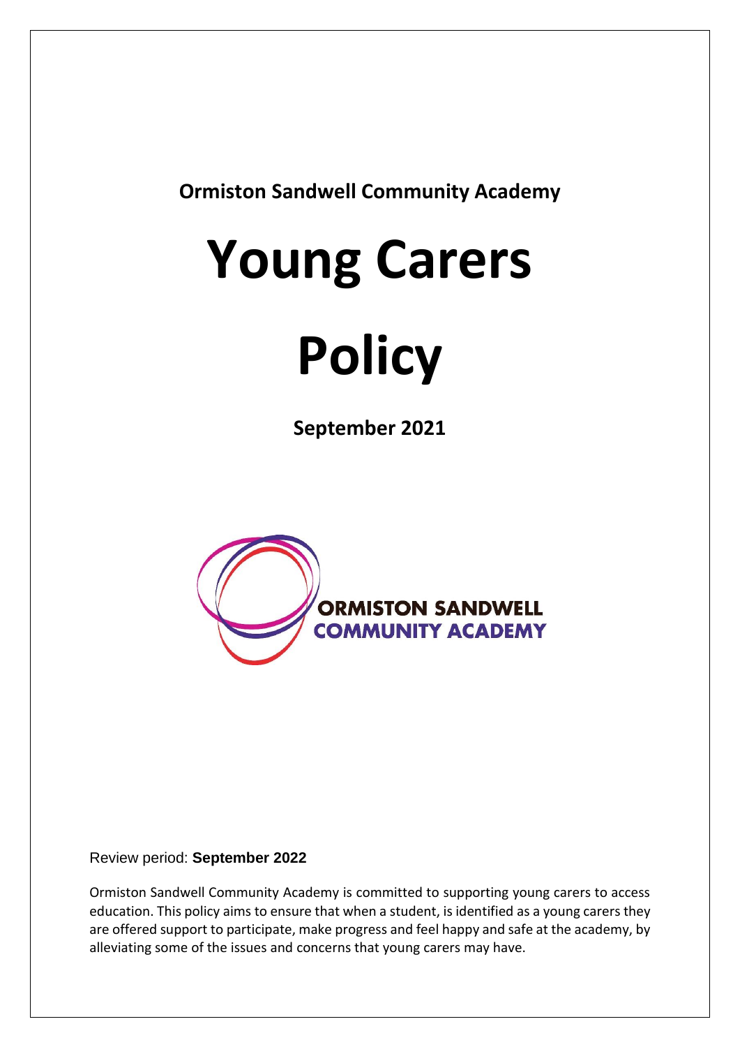**Ormiston Sandwell Community Academy**

# Young Carers Policy

**September 2021**

Review period: **September 2022**

Ormiston Sandwell Community Academy is committed to supporting young carers to access education. This policy aims to ensure that when a student, is identified as a young carers they are offered support to participate, make progress and feel happy and safe at the academy, by alleviating some of the issues and concerns that young carers may have.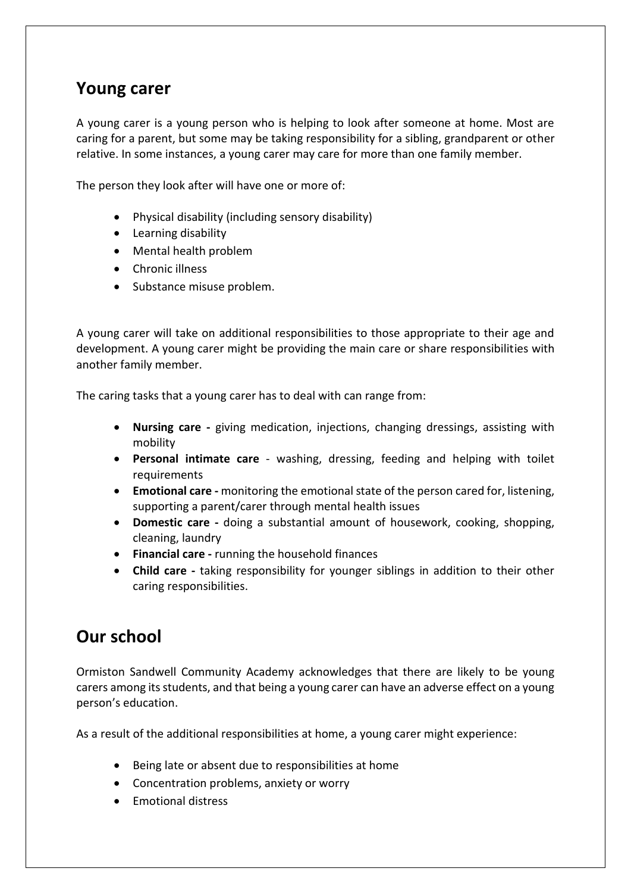## Young carer

A young carer is a young person who is helping to look after someone at home. Most are caring for a parent, but some may be taking responsibility for a sibling, grandparent or other relative. In some instances, a young carer may care for more than one family member.

The person they look after will have one or more of:

- Physical disability (including sensory disability)
- Learning disability
- Mental health problem
- Chronic illness
- Substance misuse problem.

A young carer will take on additional responsibilities to those appropriate to their age and development. A young carer might be providing the main care or share responsibilities with another family member.

The caring tasks that a young carer has to deal with can range from:

- **Nursing care -** giving medication, injections, changing dressings, assisting with mobility
- **Personal intimate care** - washing, dressing, feeding and helping with toilet requirements
- **Emotional care -** monitoring the emotional state of the person cared for, listening, supporting a parent/carer through mental health issues
- **Domestic care -** doing a substantial amount of housework, cooking, shopping, cleaning, laundry
- **Financial care -** running the household finances
- **Child care -** taking responsibility for younger siblings in addition to their other caring responsibilities.

## Our school

Ormiston Sandwell Community Academy acknowledges that there are likely to be young carers among its students, and that being a young carer can have an adverse effect on a young person's education.

As a result of the additional responsibilities at home, a young carer might experience:

- Being late or absent due to responsibilities at home
- Concentration problems, anxiety or worry
- Emotional distress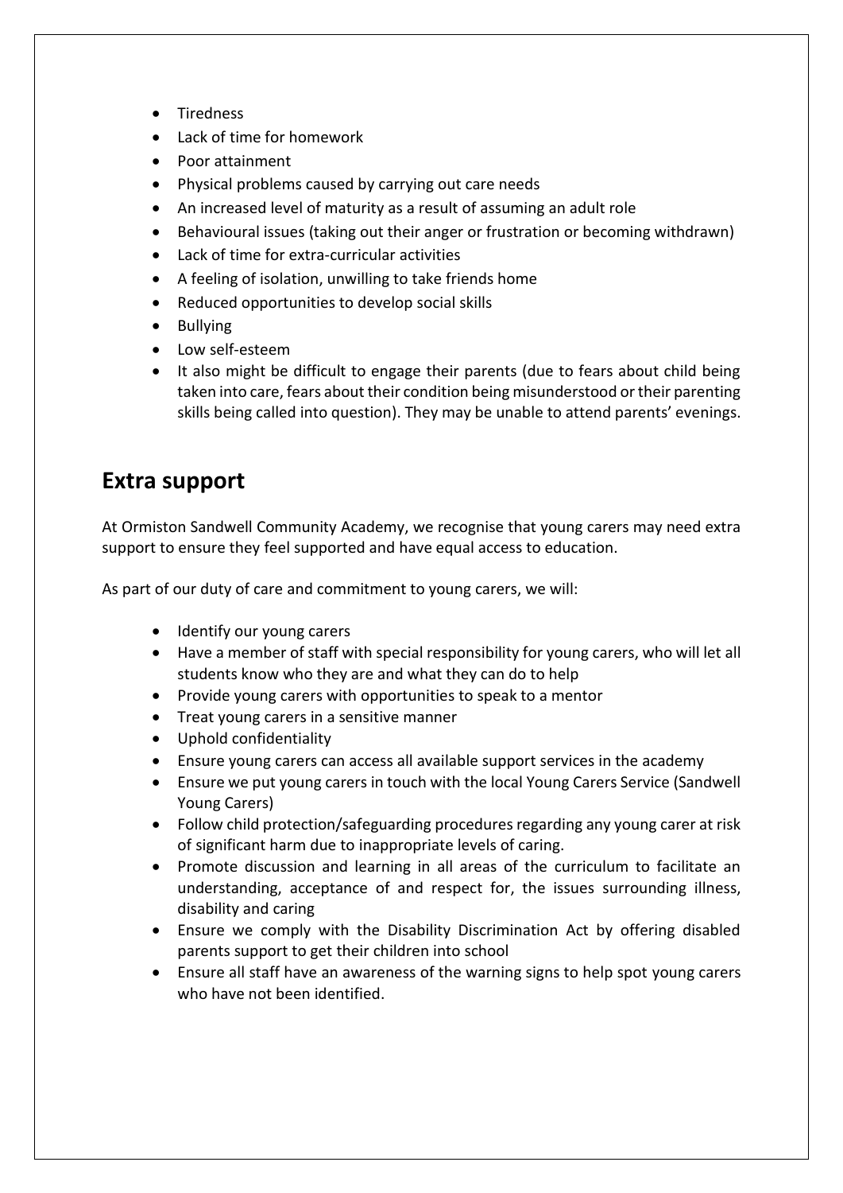- Tiredness
- Lack of time for homework
- Poor attainment
- Physical problems caused by carrying out care needs
- An increased level of maturity as a result of assuming an adult role
- Behavioural issues (taking out their anger or frustration or becoming withdrawn)
- Lack of time for extra-curricular activities
- A feeling of isolation, unwilling to take friends home
- Reduced opportunities to develop social skills
- Bullying
- Low self-esteem
- It also might be difficult to engage their parents (due to fears about child being taken into care, fears about their condition being misunderstood or their parenting skills being called into question). They may be unable to attend parents' evenings.

## Extra support

At Ormiston Sandwell Community Academy, we recognise that young carers may need extra support to ensure they feel supported and have equal access to education.

As part of our duty of care and commitment to young carers, we will:

- Identify our young carers
- Have a member of staff with special responsibility for young carers, who will let all students know who they are and what they can do to help
- Provide young carers with opportunities to speak to a mentor
- Treat young carers in a sensitive manner
- Uphold confidentiality
- Ensure young carers can access all available support services in the academy
- Ensure we put young carers in touch with the local Young Carers Service (Sandwell Young Carers)
- Follow child protection/safeguarding procedures regarding any young carer at risk of significant harm due to inappropriate levels of caring.
- Promote discussion and learning in all areas of the curriculum to facilitate an understanding, acceptance of and respect for, the issues surrounding illness, disability and caring
- Ensure we comply with the Disability Discrimination Act by offering disabled parents support to get their children into school
- Ensure all staff have an awareness of the warning signs to help spot young carers who have not been identified.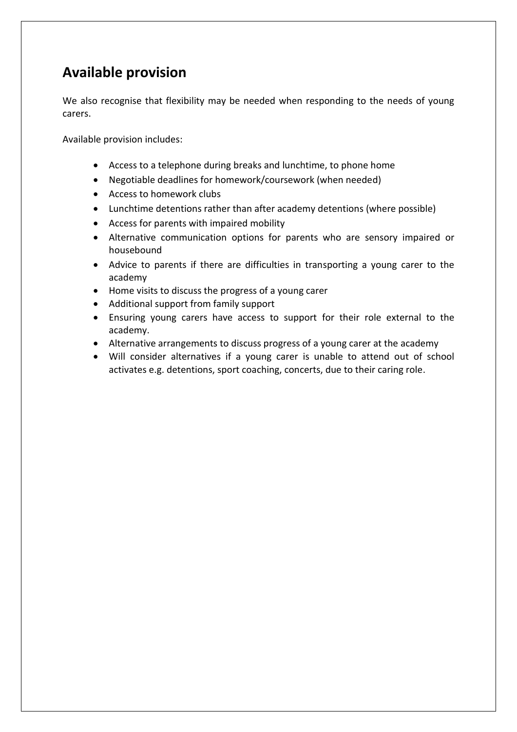## Available provision

We also recognise that flexibility may be needed when responding to the needs of young carers.

Available provision includes:

- Access to a telephone during breaks and lunchtime, to phone home
- Negotiable deadlines for homework/coursework (when needed)
- Access to homework clubs
- Lunchtime detentions rather than after academy detentions (where possible)
- Access for parents with impaired mobility
- Alternative communication options for parents who are sensory impaired or housebound
- Advice to parents if there are difficulties in transporting a young carer to the academy
- Home visits to discuss the progress of a young carer
- Additional support from family support
- Ensuring young carers have access to support for their role external to the academy.
- Alternative arrangements to discuss progress of a young carer at the academy
- Will consider alternatives if a young carer is unable to attend out of school activates e.g. detentions, sport coaching, concerts, due to their caring role.